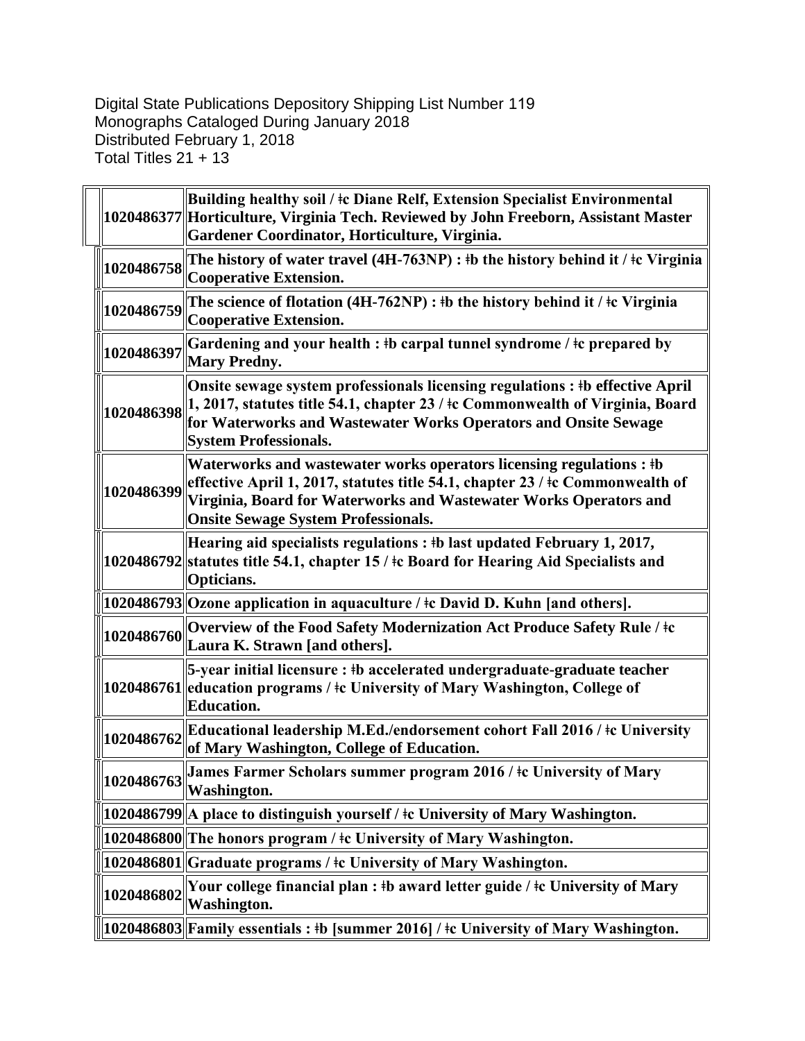Digital State Publications Depository Shipping List Number 119
Monographs Cataloged During January 2018
Distributed February 1, 2018
Total Titles 21 + 13

| | |
|---|---|
| **1020486377** | **Building healthy soil / ǂc Diane Relf, Extension Specialist Environmental Horticulture, Virginia Tech. Reviewed by John Freeborn, Assistant Master Gardener Coordinator, Horticulture, Virginia.** |
| **1020486758** | **The history of water travel (4H-763NP) : ǂb the history behind it / ǂc Virginia Cooperative Extension.** |
| **1020486759** | **The science of flotation (4H-762NP) : ǂb the history behind it / ǂc Virginia Cooperative Extension.** |
| **1020486397** | **Gardening and your health : ǂb carpal tunnel syndrome / ǂc prepared by Mary Predny.** |
| **1020486398** | **Onsite sewage system professionals licensing regulations : ǂb effective April 1, 2017, statutes title 54.1, chapter 23 / ǂc Commonwealth of Virginia, Board for Waterworks and Wastewater Works Operators and Onsite Sewage System Professionals.** |
| **1020486399** | **Waterworks and wastewater works operators licensing regulations : ǂb effective April 1, 2017, statutes title 54.1, chapter 23 / ǂc Commonwealth of Virginia, Board for Waterworks and Wastewater Works Operators and Onsite Sewage System Professionals.** |
| **1020486792** | **Hearing aid specialists regulations : ǂb last updated February 1, 2017, statutes title 54.1, chapter 15 / ǂc Board for Hearing Aid Specialists and Opticians.** |
| **1020486793** | **Ozone application in aquaculture / ǂc David D. Kuhn [and others].** |
| **1020486760** | **Overview of the Food Safety Modernization Act Produce Safety Rule / ǂc Laura K. Strawn [and others].** |
| **1020486761** | **5-year initial licensure : ǂb accelerated undergraduate-graduate teacher education programs / ǂc University of Mary Washington, College of Education.** |
| **1020486762** | **Educational leadership M.Ed./endorsement cohort Fall 2016 / ǂc University of Mary Washington, College of Education.** |
| **1020486763** | **James Farmer Scholars summer program 2016 / ǂc University of Mary Washington.** |
| **1020486799** | **A place to distinguish yourself / ǂc University of Mary Washington.** |
| **1020486800** | **The honors program / ǂc University of Mary Washington.** |
| **1020486801** | **Graduate programs / ǂc University of Mary Washington.** |
| **1020486802** | **Your college financial plan : ǂb award letter guide / ǂc University of Mary Washington.** |
| **1020486803** | **Family essentials : ǂb [summer 2016] / ǂc University of Mary Washington.** |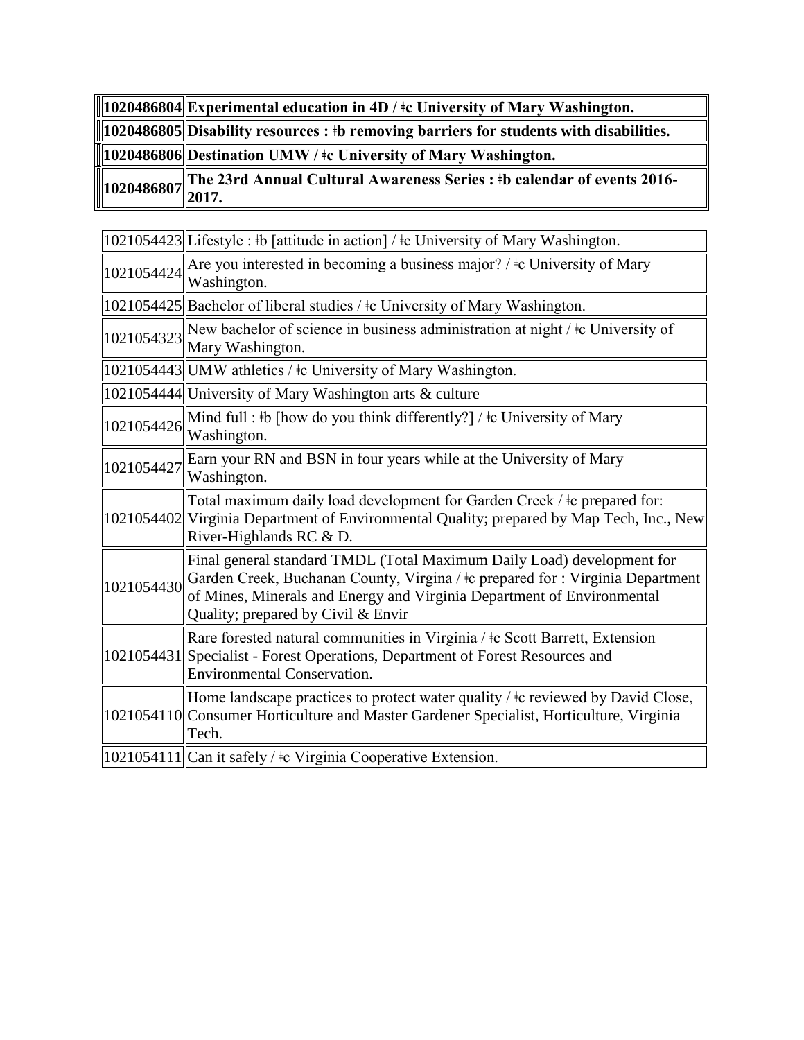| | |
|---|---|
| **1020486804** | **Experimental education in 4D / ǂc University of Mary Washington.** |
| **1020486805** | **Disability resources : ǂb removing barriers for students with disabilities.** |
| **1020486806** | **Destination UMW / ǂc University of Mary Washington.** |
| **1020486807** | **The 23rd Annual Cultural Awareness Series : ǂb calendar of events 2016-2017.** |

| | |
|---|---|
| 1021054423 | Lifestyle : ǂb [attitude in action] / ǂc University of Mary Washington. |
| 1021054424 | Are you interested in becoming a business major? / ǂc University of Mary Washington. |
| 1021054425 | Bachelor of liberal studies / ǂc University of Mary Washington. |
| 1021054323 | New bachelor of science in business administration at night / ǂc University of Mary Washington. |
| 1021054443 | UMW athletics / ǂc University of Mary Washington. |
| 1021054444 | University of Mary Washington arts & culture |
| 1021054426 | Mind full : ǂb [how do you think differently?] / ǂc University of Mary Washington. |
| 1021054427 | Earn your RN and BSN in four years while at the University of Mary Washington. |
| 1021054402 | Total maximum daily load development for Garden Creek / ǂc prepared for: Virginia Department of Environmental Quality; prepared by Map Tech, Inc., New River-Highlands RC & D. |
| 1021054430 | Final general standard TMDL (Total Maximum Daily Load) development for Garden Creek, Buchanan County, Virgina / ǂc prepared for : Virginia Department of Mines, Minerals and Energy and Virginia Department of Environmental Quality; prepared by Civil & Envir |
| 1021054431 | Rare forested natural communities in Virginia / ǂc Scott Barrett, Extension Specialist - Forest Operations, Department of Forest Resources and Environmental Conservation. |
| 1021054110 | Home landscape practices to protect water quality / ǂc reviewed by David Close, Consumer Horticulture and Master Gardener Specialist, Horticulture, Virginia Tech. |
| 1021054111 | Can it safely / ǂc Virginia Cooperative Extension. |